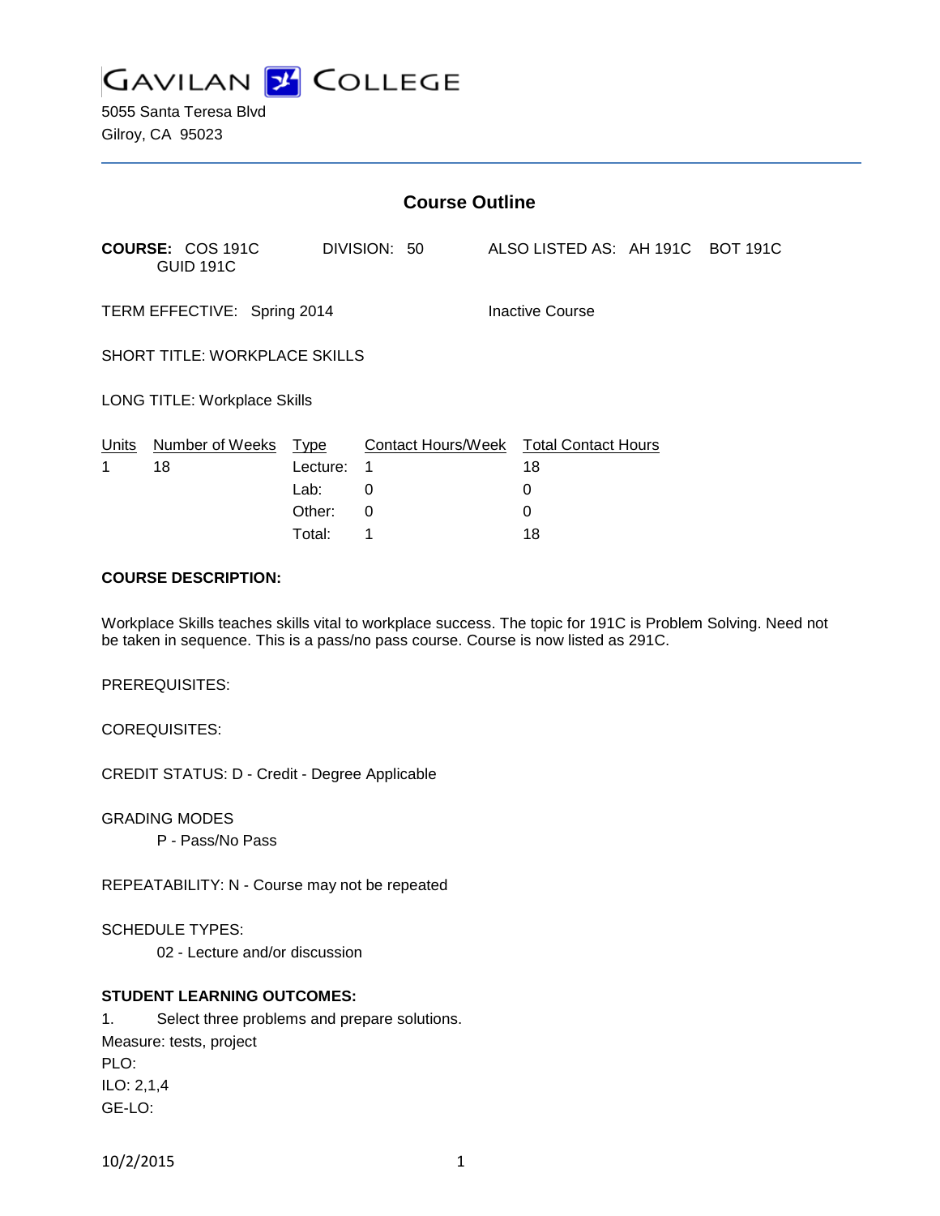# GAVILAN COLLEGE

5055 Santa Teresa Blvd
Gilroy, CA 95023

## Course Outline

**COURSE:** COS 191C GUID 191C     DIVISION: 50     ALSO LISTED AS: AH 191C  BOT 191C

TERM EFFECTIVE: Spring 2014     Inactive Course

SHORT TITLE: WORKPLACE SKILLS

LONG TITLE: Workplace Skills

| Units | Number of Weeks | Type | Contact Hours/Week | Total Contact Hours |
|---|---|---|---|---|
| 1 | 18 | Lecture: | 1 | 18 |
| | | Lab: | 0 | 0 |
| | | Other: | 0 | 0 |
| | | Total: | 1 | 18 |

**COURSE DESCRIPTION:**

Workplace Skills teaches skills vital to workplace success. The topic for 191C is Problem Solving. Need not be taken in sequence. This is a pass/no pass course. Course is now listed as 291C.

PREREQUISITES:

COREQUISITES:

CREDIT STATUS: D - Credit - Degree Applicable

GRADING MODES

P - Pass/No Pass

REPEATABILITY: N - Course may not be repeated

SCHEDULE TYPES:

02 - Lecture and/or discussion

**STUDENT LEARNING OUTCOMES:**

1. Select three problems and prepare solutions.

Measure: tests, project
PLO:
ILO: 2,1,4
GE-LO: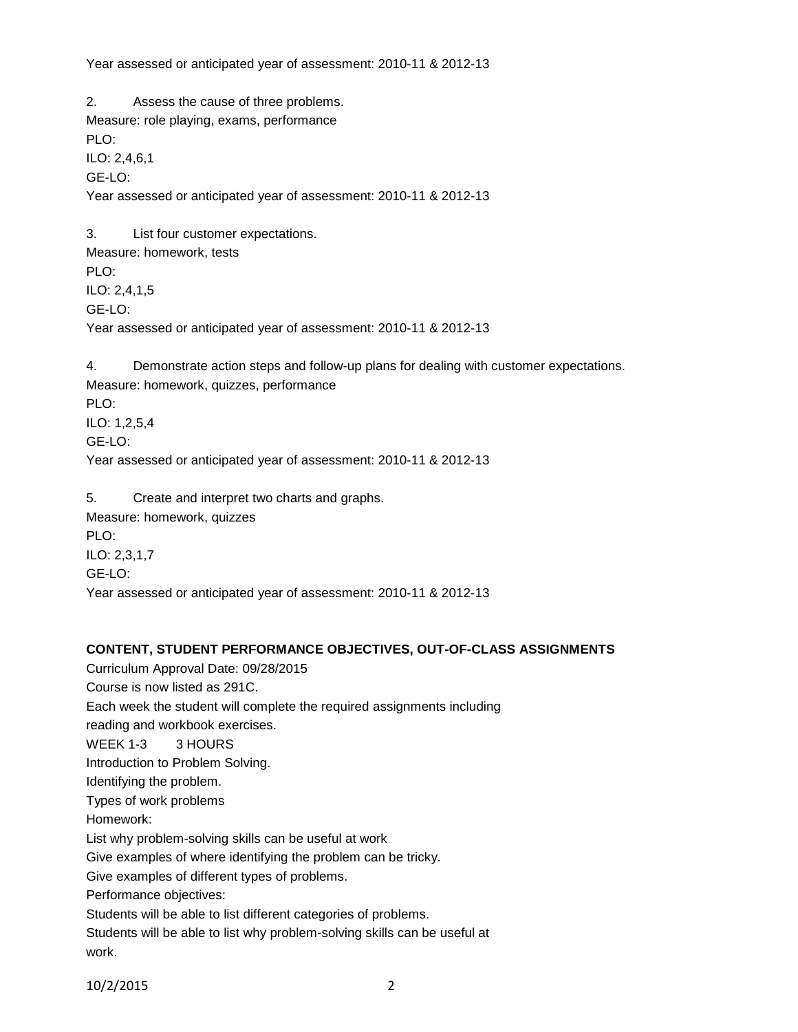Year assessed or anticipated year of assessment: 2010-11 & 2012-13

2. Assess the cause of three problems.
Measure: role playing, exams, performance
PLO:
ILO: 2,4,6,1
GE-LO:
Year assessed or anticipated year of assessment: 2010-11 & 2012-13

3. List four customer expectations.
Measure: homework, tests
PLO:
ILO: 2,4,1,5
GE-LO:
Year assessed or anticipated year of assessment: 2010-11 & 2012-13

4. Demonstrate action steps and follow-up plans for dealing with customer expectations.
Measure: homework, quizzes, performance
PLO:
ILO: 1,2,5,4
GE-LO:
Year assessed or anticipated year of assessment: 2010-11 & 2012-13

5. Create and interpret two charts and graphs.
Measure: homework, quizzes
PLO:
ILO: 2,3,1,7
GE-LO:
Year assessed or anticipated year of assessment: 2010-11 & 2012-13

**CONTENT, STUDENT PERFORMANCE OBJECTIVES, OUT-OF-CLASS ASSIGNMENTS**

Curriculum Approval Date: 09/28/2015
Course is now listed as 291C.
Each week the student will complete the required assignments including
reading and workbook exercises.
WEEK 1-3 3 HOURS
Introduction to Problem Solving.
Identifying the problem.
Types of work problems
Homework:
List why problem-solving skills can be useful at work
Give examples of where identifying the problem can be tricky.
Give examples of different types of problems.
Performance objectives:
Students will be able to list different categories of problems.
Students will be able to list why problem-solving skills can be useful at
work.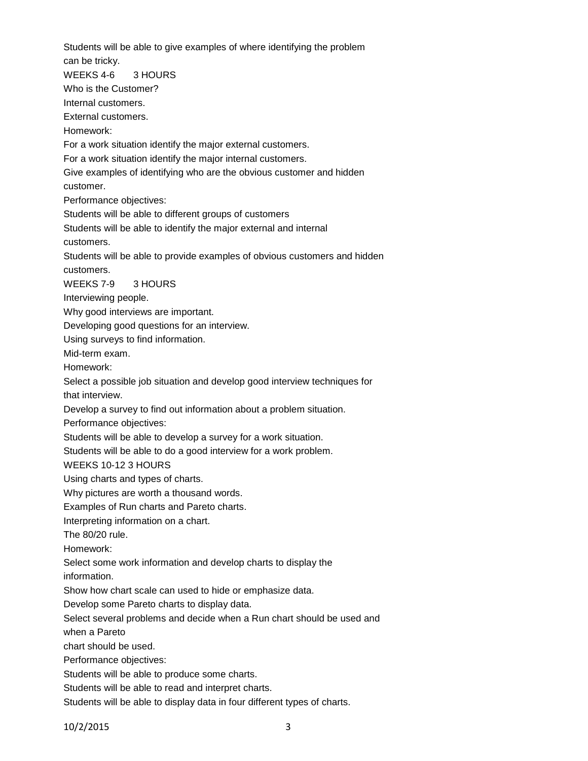Students will be able to give examples of where identifying the problem can be tricky.

WEEKS 4-6 3 HOURS

Who is the Customer?

Internal customers.

External customers.

Homework:

For a work situation identify the major external customers.

For a work situation identify the major internal customers.

Give examples of identifying who are the obvious customer and hidden customer.

Performance objectives:

Students will be able to different groups of customers

Students will be able to identify the major external and internal customers.

Students will be able to provide examples of obvious customers and hidden customers.

WEEKS 7-9 3 HOURS

Interviewing people.

Why good interviews are important.

Developing good questions for an interview.

Using surveys to find information.

Mid-term exam.

Homework:

Select a possible job situation and develop good interview techniques for that interview.

Develop a survey to find out information about a problem situation.

Performance objectives:

Students will be able to develop a survey for a work situation.

Students will be able to do a good interview for a work problem.

WEEKS 10-12 3 HOURS

Using charts and types of charts.

Why pictures are worth a thousand words.

Examples of Run charts and Pareto charts.

Interpreting information on a chart.

The 80/20 rule.

Homework:

Select some work information and develop charts to display the information.

Show how chart scale can used to hide or emphasize data.

Develop some Pareto charts to display data.

Select several problems and decide when a Run chart should be used and when a Pareto
chart should be used.

Performance objectives:

Students will be able to produce some charts.

Students will be able to read and interpret charts.

Students will be able to display data in four different types of charts.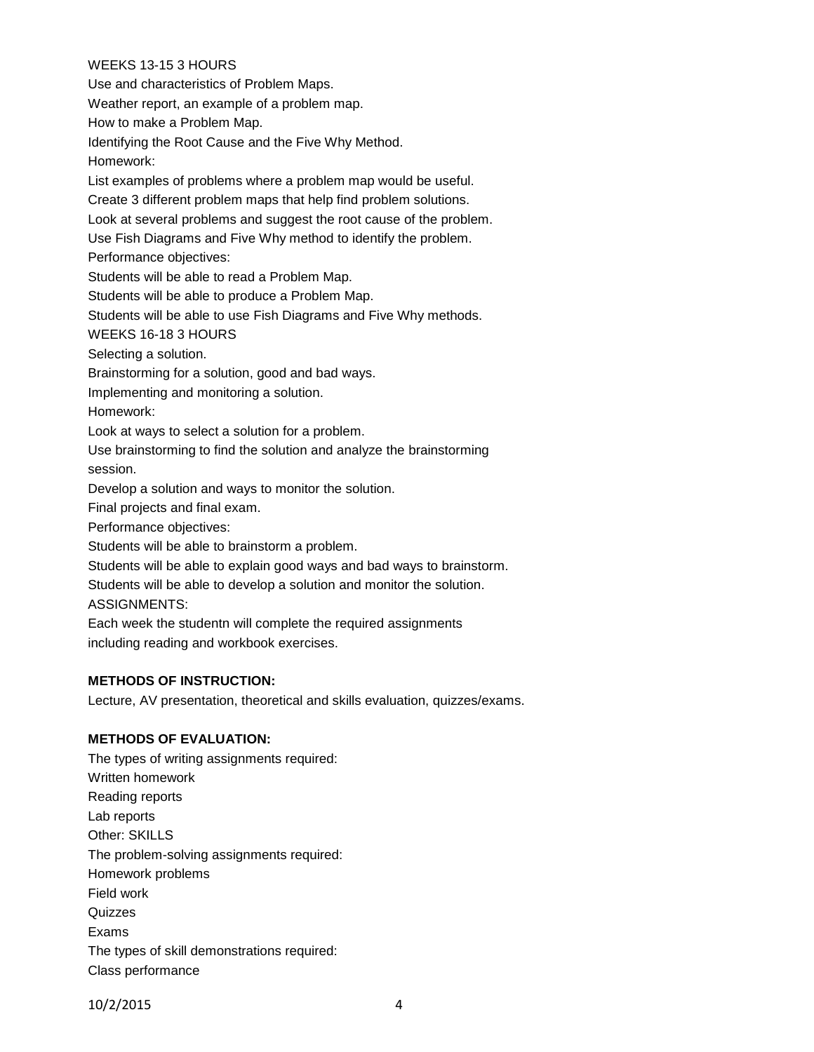WEEKS 13-15 3 HOURS

Use and characteristics of Problem Maps.

Weather report, an example of a problem map.

How to make a Problem Map.

Identifying the Root Cause and the Five Why Method.

Homework:

List examples of problems where a problem map would be useful.

Create 3 different problem maps that help find problem solutions.

Look at several problems and suggest the root cause of the problem.

Use Fish Diagrams and Five Why method to identify the problem.

Performance objectives:

Students will be able to read a Problem Map.

Students will be able to produce a Problem Map.

Students will be able to use Fish Diagrams and Five Why methods.

WEEKS 16-18 3 HOURS

Selecting a solution.

Brainstorming for a solution, good and bad ways.

Implementing and monitoring a solution.

Homework:

Look at ways to select a solution for a problem.

Use brainstorming to find the solution and analyze the brainstorming session.

Develop a solution and ways to monitor the solution.

Final projects and final exam.

Performance objectives:

Students will be able to brainstorm a problem.

Students will be able to explain good ways and bad ways to brainstorm.

Students will be able to develop a solution and monitor the solution.

ASSIGNMENTS:

Each week the studentn will complete the required assignments including reading and workbook exercises.

**METHODS OF INSTRUCTION:**

Lecture, AV presentation, theoretical and skills evaluation, quizzes/exams.

**METHODS OF EVALUATION:**

The types of writing assignments required:

Written homework

Reading reports

Lab reports

Other: SKILLS

The problem-solving assignments required:

Homework problems

Field work

Quizzes

Exams

The types of skill demonstrations required:

Class performance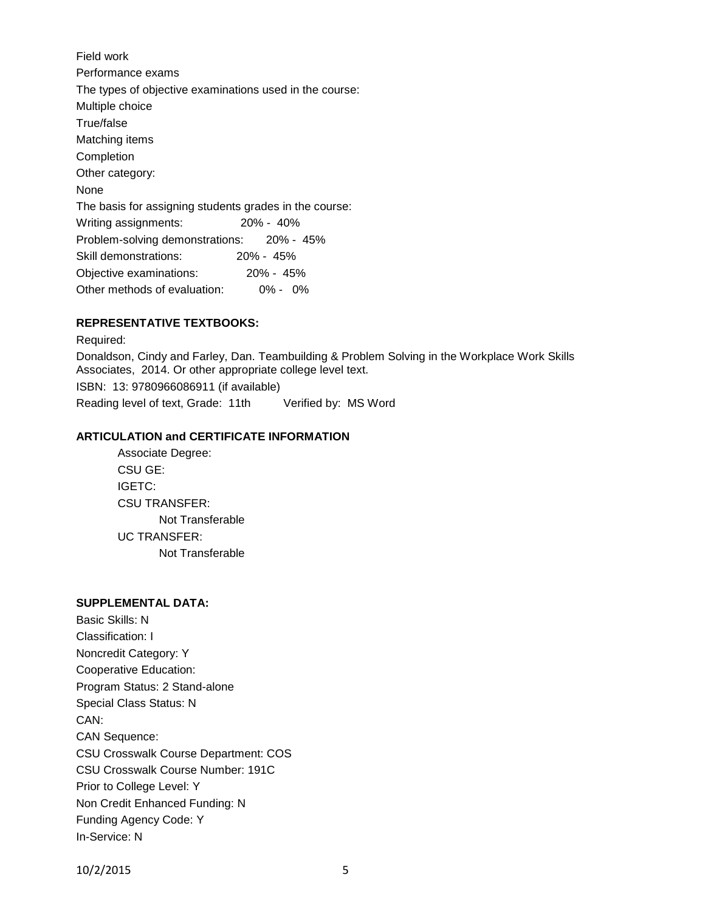Field work

Performance exams

The types of objective examinations used in the course:

Multiple choice

True/false

Matching items

Completion

Other category:

None

The basis for assigning students grades in the course:

Writing assignments: 20% - 40%

Problem-solving demonstrations: 20% - 45%

Skill demonstrations: 20% - 45%

Objective examinations: 20% - 45%

Other methods of evaluation: 0% - 0%

**REPRESENTATIVE TEXTBOOKS:**

Required:

Donaldson, Cindy and Farley, Dan. Teambuilding & Problem Solving in the Workplace Work Skills Associates, 2014. Or other appropriate college level text.

ISBN: 13: 9780966086911 (if available)

Reading level of text, Grade: 11th Verified by: MS Word

**ARTICULATION and CERTIFICATE INFORMATION**

Associate Degree:

CSU GE:

IGETC:

CSU TRANSFER:

Not Transferable

UC TRANSFER:

Not Transferable

**SUPPLEMENTAL DATA:**

Basic Skills: N

Classification: I

Noncredit Category: Y

Cooperative Education:

Program Status: 2 Stand-alone

Special Class Status: N

CAN:

CAN Sequence:

CSU Crosswalk Course Department: COS

CSU Crosswalk Course Number: 191C

Prior to College Level: Y

Non Credit Enhanced Funding: N

Funding Agency Code: Y

In-Service: N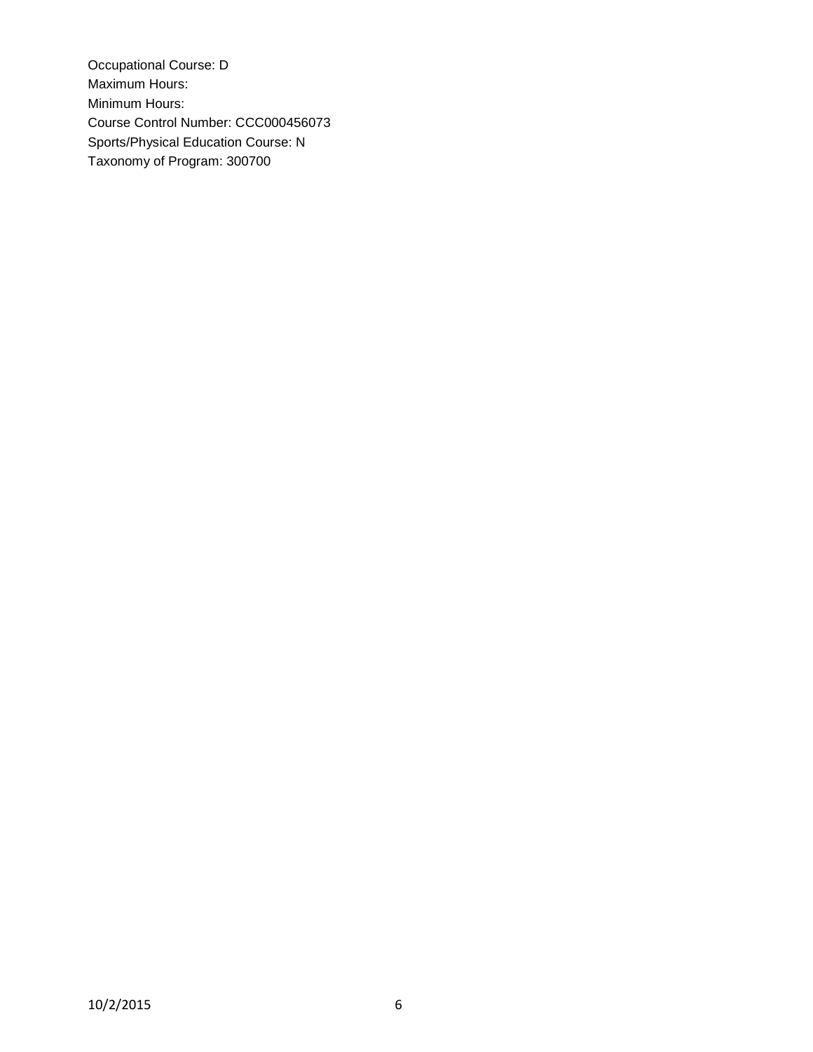Occupational Course: D
Maximum Hours:
Minimum Hours:
Course Control Number: CCC000456073
Sports/Physical Education Course: N
Taxonomy of Program: 300700